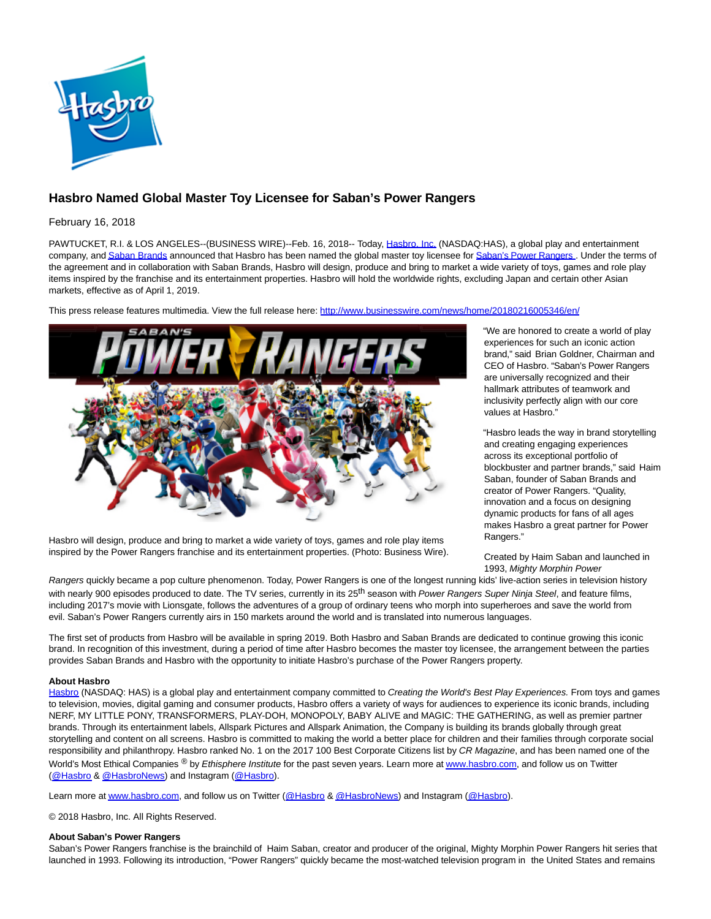# Hasbro Named Global Master Toy Licensee for Saban's Power Rangers

February 16, 2018

PAWTUCKET, R.I. & LOS ANGELES--(BUSINESS WIRE)--Feb. 16, 2018-- Today, Hasbro, Inc. (NASDAQ:HAS), a global play and entertainment company, and Saban Brands announced that Hasbro has been named the global master toy licensee for Saban's Power Rangers. Under the terms of the agreement and in collaboration with Saban Brands, Hasbro will design, produce and bring to market a wide variety of toys, games and role play items inspired by the franchise and its entertainment properties. Hasbro will hold the worldwide rights, excluding Japan and certain other Asian markets, effective as of April 1, 2019.

This press release features multimedia. View the full release here: http://www.businesswire.com/news/home/20180216005346/en/

Hasbro will design, produce and bring to market a wide variety of toys, games and role play items inspired by the Power Rangers franchise and its entertainment properties. (Photo: Business Wire).

"We are honored to create a world of play experiences for such an iconic action brand," said Brian Goldner, Chairman and CEO of Hasbro. "Saban's Power Rangers are universally recognized and their hallmark attributes of teamwork and inclusivity perfectly align with our core values at Hasbro."

"Hasbro leads the way in brand storytelling and creating engaging experiences across its exceptional portfolio of blockbuster and partner brands," said Haim Saban, founder of Saban Brands and creator of Power Rangers. "Quality, innovation and a focus on designing dynamic products for fans of all ages makes Hasbro a great partner for Power Rangers."

Created by Haim Saban and launched in 1993, *Mighty Morphin Power Rangers* quickly became a pop culture phenomenon. Today, Power Rangers is one of the longest running kids' live-action series in television history with nearly 900 episodes produced to date. The TV series, currently in its 25th season with *Power Rangers Super Ninja Steel*, and feature films, including 2017's movie with Lionsgate, follows the adventures of a group of ordinary teens who morph into superheroes and save the world from evil. Saban's Power Rangers currently airs in 150 markets around the world and is translated into numerous languages.

The first set of products from Hasbro will be available in spring 2019. Both Hasbro and Saban Brands are dedicated to continue growing this iconic brand. In recognition of this investment, during a period of time after Hasbro becomes the master toy licensee, the arrangement between the parties provides Saban Brands and Hasbro with the opportunity to initiate Hasbro's purchase of the Power Rangers property.

**About Hasbro**

Hasbro (NASDAQ: HAS) is a global play and entertainment company committed to *Creating the World's Best Play Experiences.* From toys and games to television, movies, digital gaming and consumer products, Hasbro offers a variety of ways for audiences to experience its iconic brands, including NERF, MY LITTLE PONY, TRANSFORMERS, PLAY-DOH, MONOPOLY, BABY ALIVE and MAGIC: THE GATHERING, as well as premier partner brands. Through its entertainment labels, Allspark Pictures and Allspark Animation, the Company is building its brands globally through great storytelling and content on all screens. Hasbro is committed to making the world a better place for children and their families through corporate social responsibility and philanthropy. Hasbro ranked No. 1 on the 2017 100 Best Corporate Citizens list by *CR Magazine*, and has been named one of the World's Most Ethical Companies ® by *Ethisphere Institute* for the past seven years. Learn more at www.hasbro.com, and follow us on Twitter (@Hasbro & @HasbroNews) and Instagram (@Hasbro).

Learn more at www.hasbro.com, and follow us on Twitter (@Hasbro & @HasbroNews) and Instagram (@Hasbro).

© 2018 Hasbro, Inc. All Rights Reserved.

**About Saban's Power Rangers**

Saban's Power Rangers franchise is the brainchild of Haim Saban, creator and producer of the original, Mighty Morphin Power Rangers hit series that launched in 1993. Following its introduction, "Power Rangers" quickly became the most-watched television program in the United States and remains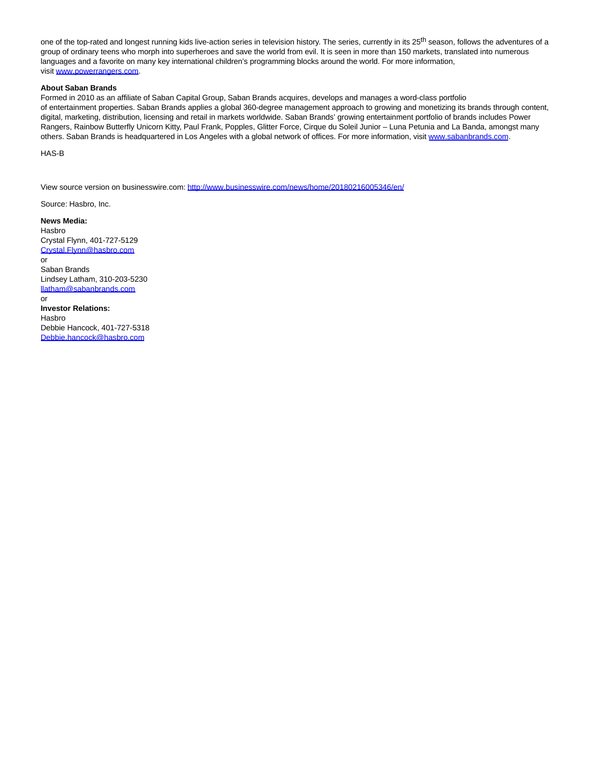one of the top-rated and longest running kids live-action series in television history. The series, currently in its 25th season, follows the adventures of a group of ordinary teens who morph into superheroes and save the world from evil. It is seen in more than 150 markets, translated into numerous languages and a favorite on many key international children's programming blocks around the world. For more information, visit www.powerrangers.com.

**About Saban Brands**

Formed in 2010 as an affiliate of Saban Capital Group, Saban Brands acquires, develops and manages a word-class portfolio of entertainment properties. Saban Brands applies a global 360-degree management approach to growing and monetizing its brands through content, digital, marketing, distribution, licensing and retail in markets worldwide. Saban Brands' growing entertainment portfolio of brands includes Power Rangers, Rainbow Butterfly Unicorn Kitty, Paul Frank, Popples, Glitter Force, Cirque du Soleil Junior – Luna Petunia and La Banda, amongst many others. Saban Brands is headquartered in Los Angeles with a global network of offices. For more information, visit www.sabanbrands.com.

HAS-B

View source version on businesswire.com: http://www.businesswire.com/news/home/20180216005346/en/

Source: Hasbro, Inc.

**News Media:**
Hasbro
Crystal Flynn, 401-727-5129
Crystal.Flynn@hasbro.com
or
Saban Brands
Lindsey Latham, 310-203-5230
llatham@sabanbrands.com
or
**Investor Relations:**
Hasbro
Debbie Hancock, 401-727-5318
Debbie.hancock@hasbro.com